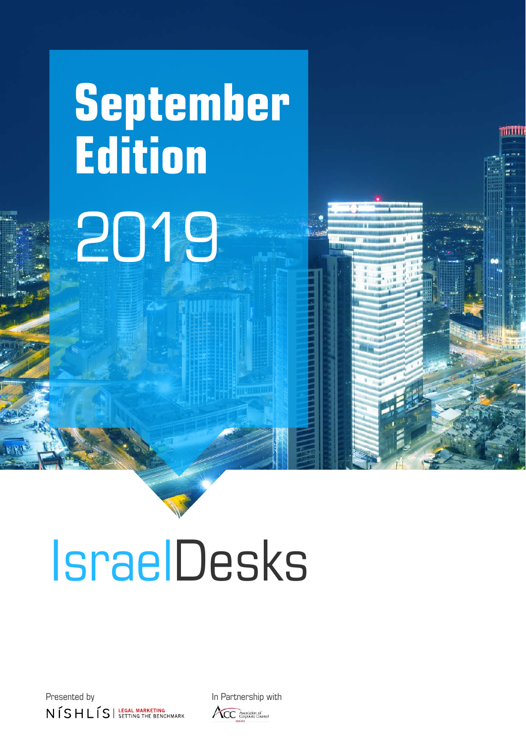# September Edition

2019

# IsraelDesks

Presented by

NÍSHLÍS | LEGAL MARKETING SETTING THE BENCHMARK

In Partnership with

ACC Association of Corporate Counsel ISRAEL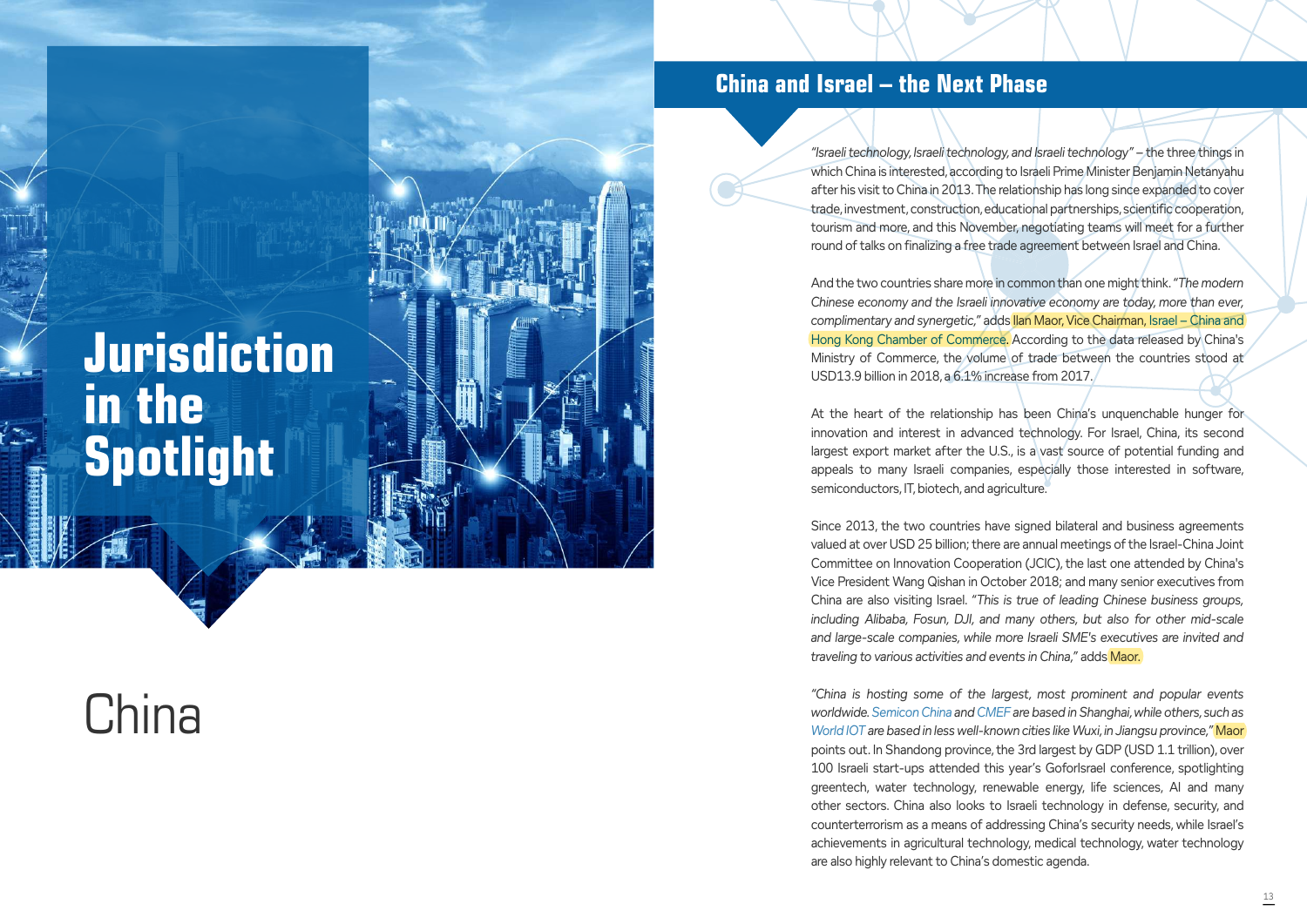# Jurisdiction in the Spotlight

# China

## China and Israel – the Next Phase

*"Israeli technology, Israeli technology, and Israeli technology"* – the three things in which China is interested, according to Israeli Prime Minister Benjamin Netanyahu after his visit to China in 2013. The relationship has long since expanded to cover trade, investment, construction, educational partnerships, scientific cooperation, tourism and more, and this November, negotiating teams will meet for a further round of talks on finalizing a free trade agreement between Israel and China.

And the two countries share more in common than one might think. *"The modern Chinese economy and the Israeli innovative economy are today, more than ever, complimentary and synergetic,"* adds Ilan Maor, Vice Chairman, Israel – China and Hong Kong Chamber of Commerce. According to the data released by China's Ministry of Commerce, the volume of trade between the countries stood at USD13.9 billion in 2018, a 6.1% increase from 2017.

At the heart of the relationship has been China's unquenchable hunger for innovation and interest in advanced technology. For Israel, China, its second largest export market after the U.S., is a vast source of potential funding and appeals to many Israeli companies, especially those interested in software, semiconductors, IT, biotech, and agriculture.

Since 2013, the two countries have signed bilateral and business agreements valued at over USD 25 billion; there are annual meetings of the Israel-China Joint Committee on Innovation Cooperation (JCIC), the last one attended by China's Vice President Wang Qishan in October 2018; and many senior executives from China are also visiting Israel. *"This is true of leading Chinese business groups, including Alibaba, Fosun, DJI, and many others, but also for other mid-scale and large-scale companies, while more Israeli SME's executives are invited and traveling to various activities and events in China,"* adds Maor.

*"China is hosting some of the largest, most prominent and popular events worldwide. Semicon China and CMEF are based in Shanghai, while others, such as World IOT are based in less well-known cities like Wuxi, in Jiangsu province,"* Maor points out. In Shandong province, the 3rd largest by GDP (USD 1.1 trillion), over 100 Israeli start-ups attended this year's GoforIsrael conference, spotlighting greentech, water technology, renewable energy, life sciences, AI and many other sectors. China also looks to Israeli technology in defense, security, and counterterrorism as a means of addressing China's security needs, while Israel's achievements in agricultural technology, medical technology, water technology are also highly relevant to China's domestic agenda.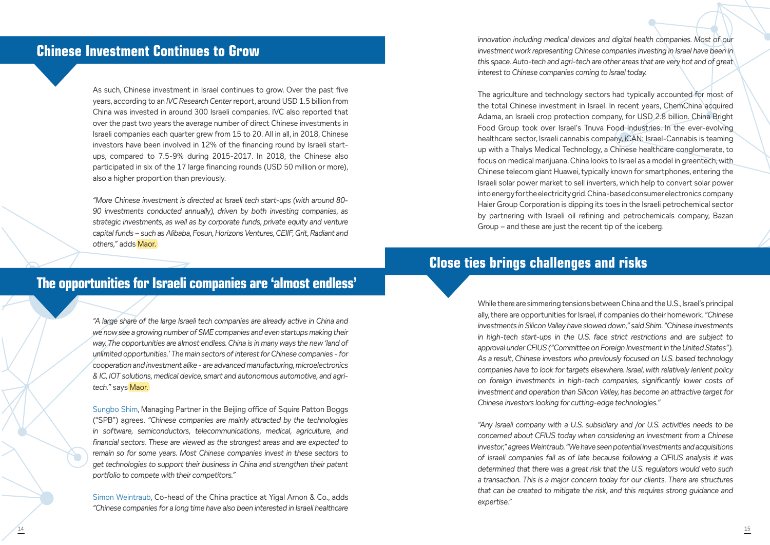## Chinese Investment Continues to Grow

As such, Chinese investment in Israel continues to grow. Over the past five years, according to an *IVC Research Center* report, around USD 1.5 billion from China was invested in around 300 Israeli companies. IVC also reported that over the past two years the average number of direct Chinese investments in Israeli companies each quarter grew from 15 to 20. All in all, in 2018, Chinese investors have been involved in 12% of the financing round by Israeli start-ups, compared to 7.5-9% during 2015-2017. In 2018, the Chinese also participated in six of the 17 large financing rounds (USD 50 million or more), also a higher proportion than previously.

*"More Chinese investment is directed at Israeli tech start-ups (with around 80-90 investments conducted annually), driven by both investing companies, as strategic investments, as well as by corporate funds, private equity and venture capital funds – such as Alibaba, Fosun, Horizons Ventures, CEIIF, Grit, Radiant and others,"* adds Maor.

## The opportunities for Israeli companies are 'almost endless'

*"A large share of the large Israeli tech companies are already active in China and we now see a growing number of SME companies and even startups making their way. The opportunities are almost endless. China is in many ways the new 'land of unlimited opportunities.' The main sectors of interest for Chinese companies - for cooperation and investment alike - are advanced manufacturing, microelectronics & IC, IOT solutions, medical device, smart and autonomous automotive, and agri-tech."* says Maor.

Sungbo Shim, Managing Partner in the Beijing office of Squire Patton Boggs ("SPB") agrees. *"Chinese companies are mainly attracted by the technologies in software, semiconductors, telecommunications, medical, agriculture, and financial sectors. These are viewed as the strongest areas and are expected to remain so for some years. Most Chinese companies invest in these sectors to get technologies to support their business in China and strengthen their patent portfolio to compete with their competitors."*

Simon Weintraub, Co-head of the China practice at Yigal Arnon & Co., adds *"Chinese companies for a long time have also been interested in Israeli healthcare innovation including medical devices and digital health companies. Most of our investment work representing Chinese companies investing in Israel have been in this space. Auto-tech and agri-tech are other areas that are very hot and of great interest to Chinese companies coming to Israel today.*

The agriculture and technology sectors had typically accounted for most of the total Chinese investment in Israel. In recent years, ChemChina acquired Adama, an Israeli crop protection company, for USD 2.8 billion. China Bright Food Group took over Israel's Tnuva Food Industries. In the ever-evolving healthcare sector, Israeli cannabis company, iCAN: Israel-Cannabis is teaming up with a Thalys Medical Technology, a Chinese healthcare conglomerate, to focus on medical marijuana. China looks to Israel as a model in greentech, with Chinese telecom giant Huawei, typically known for smartphones, entering the Israeli solar power market to sell inverters, which help to convert solar power into energy for the electricity grid. China-based consumer electronics company Haier Group Corporation is dipping its toes in the Israeli petrochemical sector by partnering with Israeli oil refining and petrochemicals company, Bazan Group – and these are just the recent tip of the iceberg.

## Close ties brings challenges and risks

While there are simmering tensions between China and the U.S., Israel's principal ally, there are opportunities for Israel, if companies do their homework. *"Chinese investments in Silicon Valley have slowed down,"* said Shim. *"Chinese investments in high-tech start-ups in the U.S. face strict restrictions and are subject to approval under CFIUS ("Committee on Foreign Investment in the United States"). As a result, Chinese investors who previously focused on U.S. based technology companies have to look for targets elsewhere. Israel, with relatively lenient policy on foreign investments in high-tech companies, significantly lower costs of investment and operation than Silicon Valley, has become an attractive target for Chinese investors looking for cutting-edge technologies."*

*"Any Israeli company with a U.S. subsidiary and /or U.S. activities needs to be concerned about CFIUS today when considering an investment from a Chinese investor,"* agrees Weintraub. *"We have seen potential investments and acquisitions of Israeli companies fail as of late because following a CIFIUS analysis it was determined that there was a great risk that the U.S. regulators would veto such a transaction. This is a major concern today for our clients. There are structures that can be created to mitigate the risk, and this requires strong guidance and expertise."*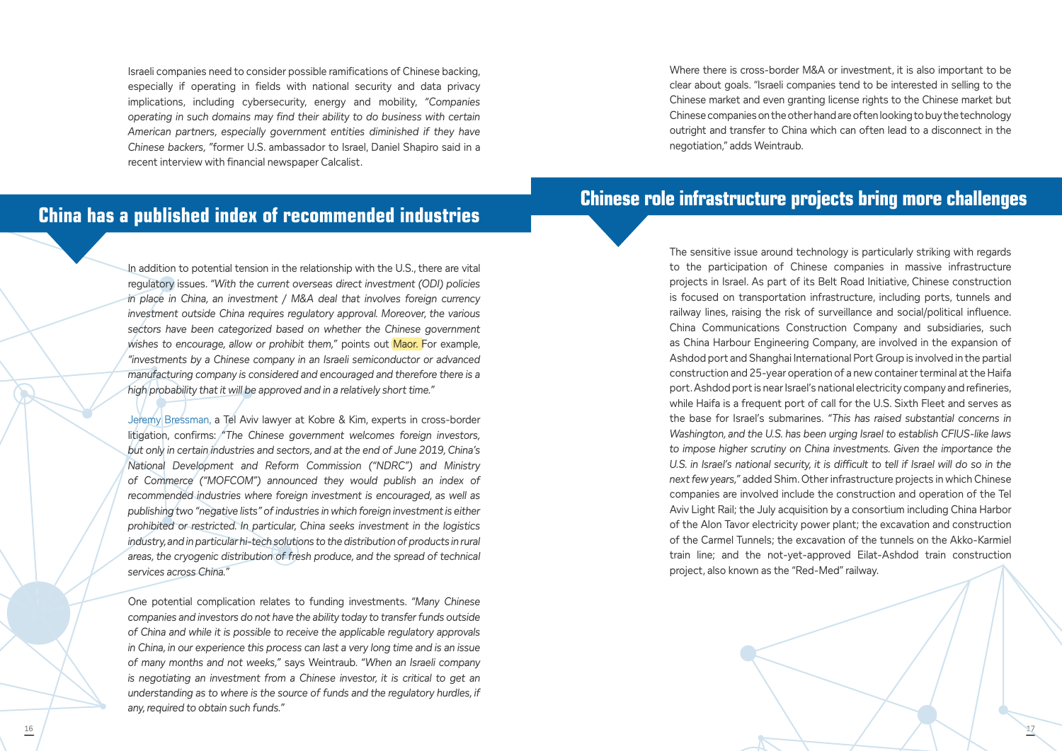Israeli companies need to consider possible ramifications of Chinese backing, especially if operating in fields with national security and data privacy implications, including cybersecurity, energy and mobility, *"Companies operating in such domains may find their ability to do business with certain American partners, especially government entities diminished if they have Chinese backers,"* former U.S. ambassador to Israel, Daniel Shapiro said in a recent interview with financial newspaper Calcalist.

## China has a published index of recommended industries

In addition to potential tension in the relationship with the U.S., there are vital regulatory issues. *"With the current overseas direct investment (ODI) policies in place in China, an investment / M&A deal that involves foreign currency investment outside China requires regulatory approval. Moreover, the various sectors have been categorized based on whether the Chinese government wishes to encourage, allow or prohibit them,"* points out Maor. For example, *"investments by a Chinese company in an Israeli semiconductor or advanced manufacturing company is considered and encouraged and therefore there is a high probability that it will be approved and in a relatively short time."*

Jeremy Bressman, a Tel Aviv lawyer at Kobre & Kim, experts in cross-border litigation, confirms: *"The Chinese government welcomes foreign investors, but only in certain industries and sectors, and at the end of June 2019, China's National Development and Reform Commission ("NDRC") and Ministry of Commerce ("MOFCOM") announced they would publish an index of recommended industries where foreign investment is encouraged, as well as publishing two "negative lists" of industries in which foreign investment is either prohibited or restricted. In particular, China seeks investment in the logistics industry, and in particular hi-tech solutions to the distribution of products in rural areas, the cryogenic distribution of fresh produce, and the spread of technical services across China."*

One potential complication relates to funding investments. *"Many Chinese companies and investors do not have the ability today to transfer funds outside of China and while it is possible to receive the applicable regulatory approvals in China, in our experience this process can last a very long time and is an issue of many months and not weeks,"* says Weintraub. *"When an Israeli company is negotiating an investment from a Chinese investor, it is critical to get an understanding as to where is the source of funds and the regulatory hurdles, if any, required to obtain such funds."*

Where there is cross-border M&A or investment, it is also important to be clear about goals. "Israeli companies tend to be interested in selling to the Chinese market and even granting license rights to the Chinese market but Chinese companies on the other hand are often looking to buy the technology outright and transfer to China which can often lead to a disconnect in the negotiation," adds Weintraub.

## Chinese role infrastructure projects bring more challenges

The sensitive issue around technology is particularly striking with regards to the participation of Chinese companies in massive infrastructure projects in Israel. As part of its Belt Road Initiative, Chinese construction is focused on transportation infrastructure, including ports, tunnels and railway lines, raising the risk of surveillance and social/political influence. China Communications Construction Company and subsidiaries, such as China Harbour Engineering Company, are involved in the expansion of Ashdod port and Shanghai International Port Group is involved in the partial construction and 25-year operation of a new container terminal at the Haifa port. Ashdod port is near Israel's national electricity company and refineries, while Haifa is a frequent port of call for the U.S. Sixth Fleet and serves as the base for Israel's submarines. *"This has raised substantial concerns in Washington, and the U.S. has been urging Israel to establish CFIUS-like laws to impose higher scrutiny on China investments. Given the importance the U.S. in Israel's national security, it is difficult to tell if Israel will do so in the next few years,"* added Shim. Other infrastructure projects in which Chinese companies are involved include the construction and operation of the Tel Aviv Light Rail; the July acquisition by a consortium including China Harbor of the Alon Tavor electricity power plant; the excavation and construction of the Carmel Tunnels; the excavation of the tunnels on the Akko-Karmiel train line; and the not-yet-approved Eilat-Ashdod train construction project, also known as the "Red-Med" railway.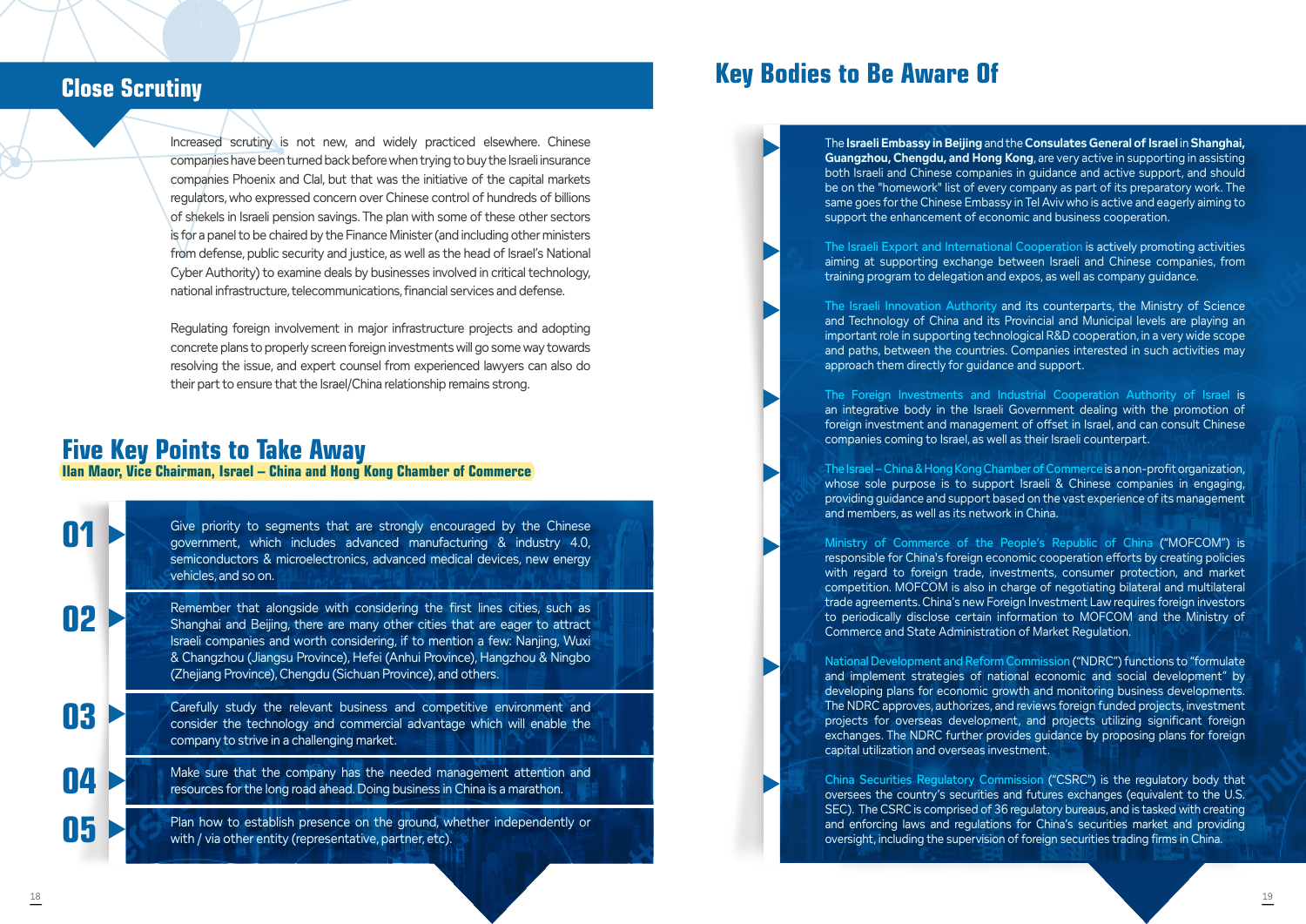## Close Scrutiny

Increased scrutiny is not new, and widely practiced elsewhere. Chinese companies have been turned back before when trying to buy the Israeli insurance companies Phoenix and Clal, but that was the initiative of the capital markets regulators, who expressed concern over Chinese control of hundreds of billions of shekels in Israeli pension savings. The plan with some of these other sectors is for a panel to be chaired by the Finance Minister (and including other ministers from defense, public security and justice, as well as the head of Israel's National Cyber Authority) to examine deals by businesses involved in critical technology, national infrastructure, telecommunications, financial services and defense.

Regulating foreign involvement in major infrastructure projects and adopting concrete plans to properly screen foreign investments will go some way towards resolving the issue, and expert counsel from experienced lawyers can also do their part to ensure that the Israel/China relationship remains strong.

## Five Key Points to Take Away

**Ilan Maor, Vice Chairman, Israel – China and Hong Kong Chamber of Commerce**

**01** Give priority to segments that are strongly encouraged by the Chinese government, which includes advanced manufacturing & industry 4.0, semiconductors & microelectronics, advanced medical devices, new energy vehicles, and so on.

**02** Remember that alongside with considering the first lines cities, such as Shanghai and Beijing, there are many other cities that are eager to attract Israeli companies and worth considering, if to mention a few: Nanjing, Wuxi & Changzhou (Jiangsu Province), Hefei (Anhui Province), Hangzhou & Ningbo (Zhejiang Province), Chengdu (Sichuan Province), and others.

**03** Carefully study the relevant business and competitive environment and consider the technology and commercial advantage which will enable the company to strive in a challenging market.

**04** Make sure that the company has the needed management attention and resources for the long road ahead. Doing business in China is a marathon.

**05** Plan how to establish presence on the ground, whether independently or with / via other entity (representative, partner, etc).

## Key Bodies to Be Aware Of

The **Israeli Embassy in Beijing** and the **Consulates General of Israel** in **Shanghai, Guangzhou, Chengdu, and Hong Kong**, are very active in supporting in assisting both Israeli and Chinese companies in guidance and active support, and should be on the "homework" list of every company as part of its preparatory work. The same goes for the Chinese Embassy in Tel Aviv who is active and eagerly aiming to support the enhancement of economic and business cooperation.

The Israeli Export and International Cooperation is actively promoting activities aiming at supporting exchange between Israeli and Chinese companies, from training program to delegation and expos, as well as company guidance.

The Israeli Innovation Authority and its counterparts, the Ministry of Science and Technology of China and its Provincial and Municipal levels are playing an important role in supporting technological R&D cooperation, in a very wide scope and paths, between the countries. Companies interested in such activities may approach them directly for guidance and support.

The Foreign Investments and Industrial Cooperation Authority of Israel is an integrative body in the Israeli Government dealing with the promotion of foreign investment and management of offset in Israel, and can consult Chinese companies coming to Israel, as well as their Israeli counterpart.

The Israel – China & Hong Kong Chamber of Commerce is a non-profit organization, whose sole purpose is to support Israeli & Chinese companies in engaging, providing guidance and support based on the vast experience of its management and members, as well as its network in China.

Ministry of Commerce of the People's Republic of China ("MOFCOM") is responsible for China's foreign economic cooperation efforts by creating policies with regard to foreign trade, investments, consumer protection, and market competition. MOFCOM is also in charge of negotiating bilateral and multilateral trade agreements. China's new Foreign Investment Law requires foreign investors to periodically disclose certain information to MOFCOM and the Ministry of Commerce and State Administration of Market Regulation.

National Development and Reform Commission ("NDRC") functions to "formulate and implement strategies of national economic and social development" by developing plans for economic growth and monitoring business developments. The NDRC approves, authorizes, and reviews foreign funded projects, investment projects for overseas development, and projects utilizing significant foreign exchanges. The NDRC further provides guidance by proposing plans for foreign capital utilization and overseas investment.

China Securities Regulatory Commission ("CSRC") is the regulatory body that oversees the country's securities and futures exchanges (equivalent to the U.S. SEC). The CSRC is comprised of 36 regulatory bureaus, and is tasked with creating and enforcing laws and regulations for China's securities market and providing oversight, including the supervision of foreign securities trading firms in China.